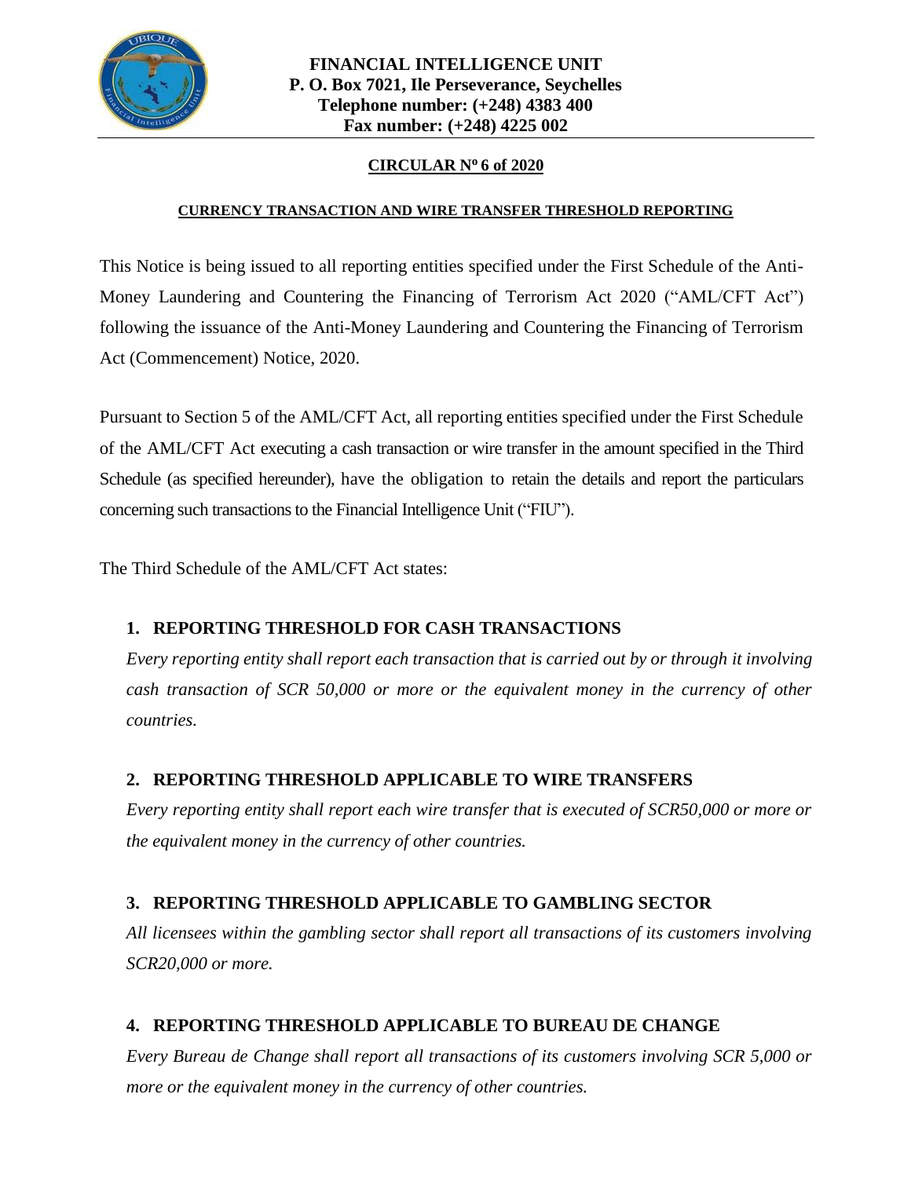**FINANCIAL INTELLIGENCE UNIT**
**P. O. Box 7021, Ile Perseverance, Seychelles**
**Telephone number: (+248) 4383 400**
**Fax number: (+248) 4225 002**

# CIRCULAR Nº 6 of 2020

## CURRENCY TRANSACTION AND WIRE TRANSFER THRESHOLD REPORTING

This Notice is being issued to all reporting entities specified under the First Schedule of the Anti-Money Laundering and Countering the Financing of Terrorism Act 2020 ("AML/CFT Act") following the issuance of the Anti-Money Laundering and Countering the Financing of Terrorism Act (Commencement) Notice, 2020.

Pursuant to Section 5 of the AML/CFT Act, all reporting entities specified under the First Schedule of the AML/CFT Act executing a cash transaction or wire transfer in the amount specified in the Third Schedule (as specified hereunder), have the obligation to retain the details and report the particulars concerning such transactions to the Financial Intelligence Unit ("FIU").

The Third Schedule of the AML/CFT Act states:

### 1. REPORTING THRESHOLD FOR CASH TRANSACTIONS

*Every reporting entity shall report each transaction that is carried out by or through it involving cash transaction of SCR 50,000 or more or the equivalent money in the currency of other countries.*

### 2. REPORTING THRESHOLD APPLICABLE TO WIRE TRANSFERS

*Every reporting entity shall report each wire transfer that is executed of SCR50,000 or more or the equivalent money in the currency of other countries.*

### 3. REPORTING THRESHOLD APPLICABLE TO GAMBLING SECTOR

*All licensees within the gambling sector shall report all transactions of its customers involving SCR20,000 or more.*

### 4. REPORTING THRESHOLD APPLICABLE TO BUREAU DE CHANGE

*Every Bureau de Change shall report all transactions of its customers involving SCR 5,000 or more or the equivalent money in the currency of other countries.*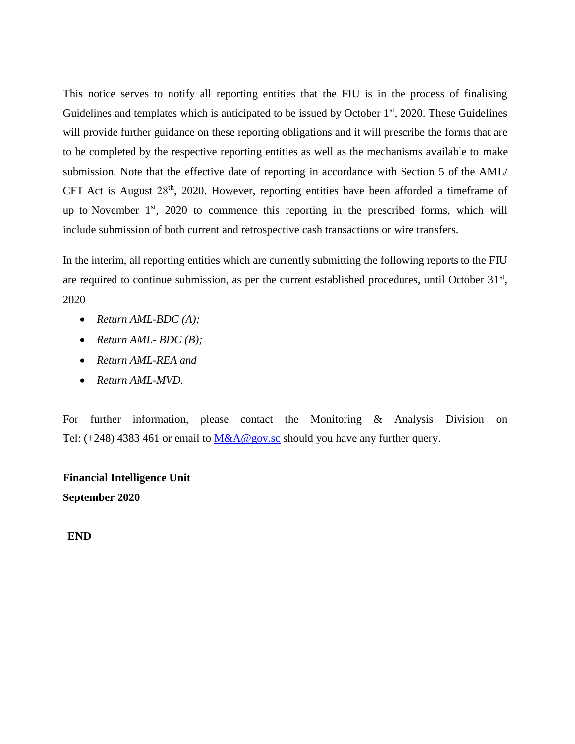This notice serves to notify all reporting entities that the FIU is in the process of finalising Guidelines and templates which is anticipated to be issued by October 1st, 2020. These Guidelines will provide further guidance on these reporting obligations and it will prescribe the forms that are to be completed by the respective reporting entities as well as the mechanisms available to make submission. Note that the effective date of reporting in accordance with Section 5 of the AML/CFT Act is August 28th, 2020. However, reporting entities have been afforded a timeframe of up to November 1st, 2020 to commence this reporting in the prescribed forms, which will include submission of both current and retrospective cash transactions or wire transfers.

In the interim, all reporting entities which are currently submitting the following reports to the FIU are required to continue submission, as per the current established procedures, until October 31st, 2020

- *Return AML-BDC (A);*
- *Return AML- BDC (B);*
- *Return AML-REA and*
- *Return AML-MVD.*

For further information, please contact the Monitoring & Analysis Division on Tel: (+248) 4383 461 or email to M&A@gov.sc should you have any further query.

**Financial Intelligence Unit**
**September 2020**

**END**